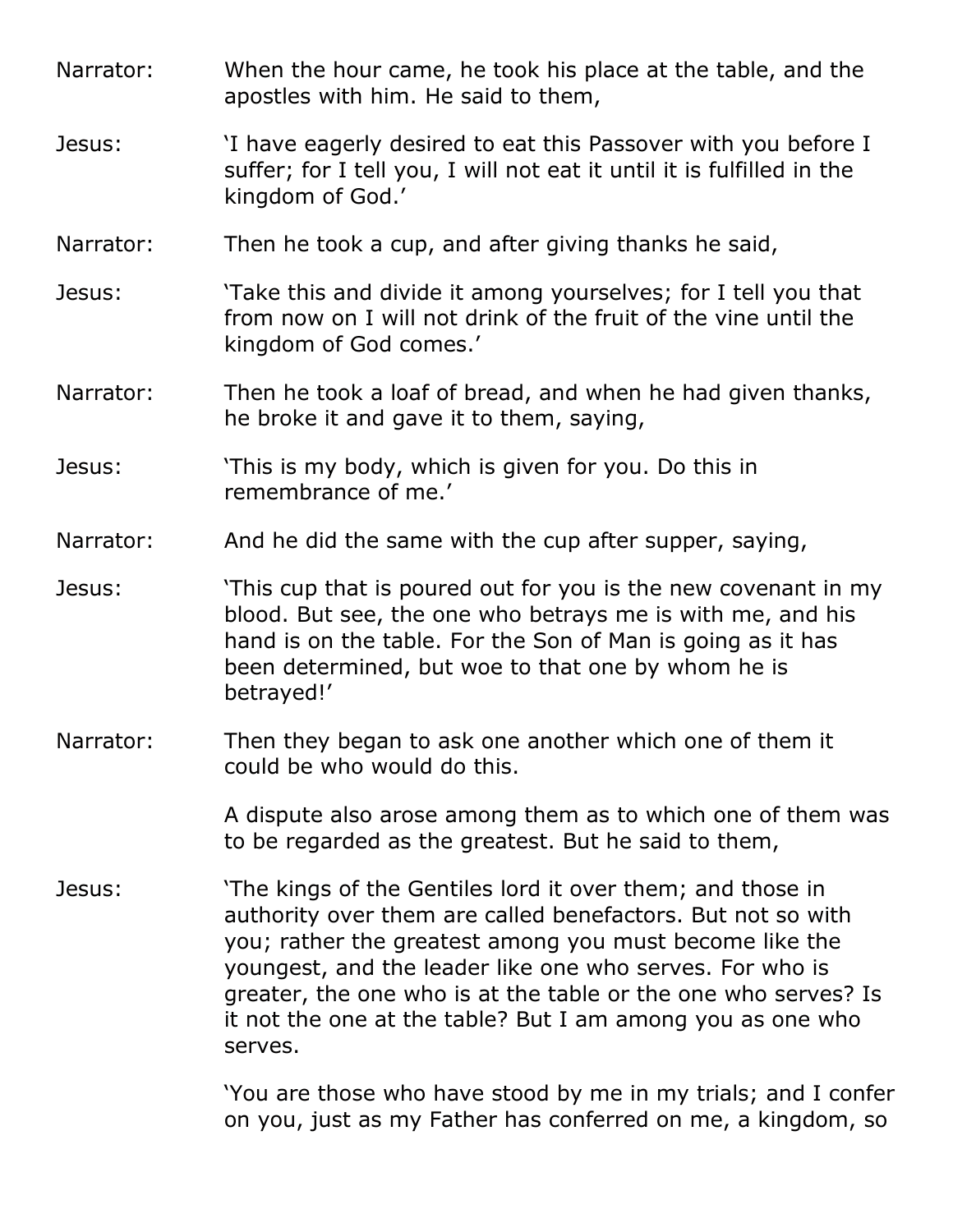Narrator: When the hour came, he took his place at the table, and the apostles with him. He said to them,

Jesus: 'I have eagerly desired to eat this Passover with you before I suffer; for I tell you, I will not eat it until it is fulfilled in the kingdom of God.'

Narrator: Then he took a cup, and after giving thanks he said,

Jesus: 'Take this and divide it among yourselves; for I tell you that from now on I will not drink of the fruit of the vine until the kingdom of God comes.'

Narrator: Then he took a loaf of bread, and when he had given thanks, he broke it and gave it to them, saying,

Jesus: 'This is my body, which is given for you. Do this in remembrance of me.'

Narrator: And he did the same with the cup after supper, saying,

Jesus: 'This cup that is poured out for you is the new covenant in my blood. But see, the one who betrays me is with me, and his hand is on the table. For the Son of Man is going as it has been determined, but woe to that one by whom he is betrayed!'

Narrator: Then they began to ask one another which one of them it could be who would do this.

A dispute also arose among them as to which one of them was to be regarded as the greatest. But he said to them,

Jesus: 'The kings of the Gentiles lord it over them; and those in authority over them are called benefactors. But not so with you; rather the greatest among you must become like the youngest, and the leader like one who serves. For who is greater, the one who is at the table or the one who serves? Is it not the one at the table? But I am among you as one who serves.

'You are those who have stood by me in my trials; and I confer on you, just as my Father has conferred on me, a kingdom, so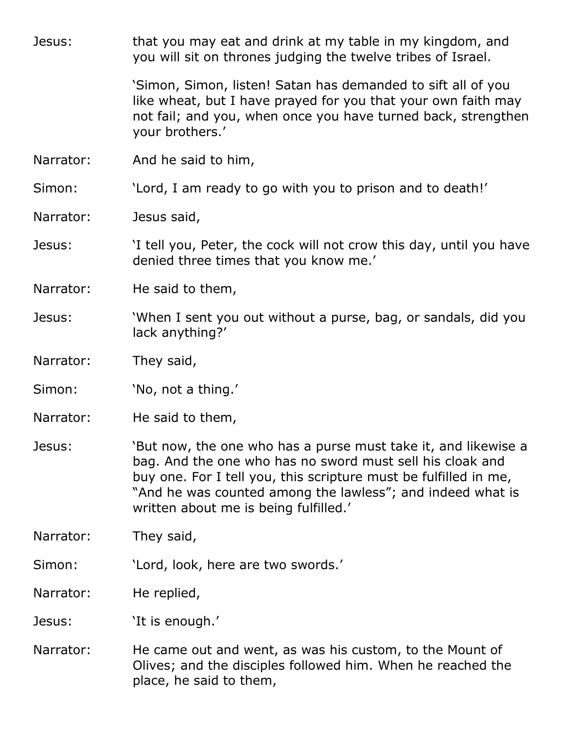Jesus: that you may eat and drink at my table in my kingdom, and you will sit on thrones judging the twelve tribes of Israel.

'Simon, Simon, listen! Satan has demanded to sift all of you like wheat, but I have prayed for you that your own faith may not fail; and you, when once you have turned back, strengthen your brothers.'

Narrator: And he said to him,

Simon: 'Lord, I am ready to go with you to prison and to death!'

Narrator: Jesus said,

Jesus: 'I tell you, Peter, the cock will not crow this day, until you have denied three times that you know me.'

Narrator: He said to them,

Jesus: 'When I sent you out without a purse, bag, or sandals, did you lack anything?'

Narrator: They said,

Simon: 'No, not a thing.'

Narrator: He said to them,

Jesus: 'But now, the one who has a purse must take it, and likewise a bag. And the one who has no sword must sell his cloak and buy one. For I tell you, this scripture must be fulfilled in me, "And he was counted among the lawless"; and indeed what is written about me is being fulfilled.'

Narrator: They said,

Simon: 'Lord, look, here are two swords.'

Narrator: He replied,

Jesus: 'It is enough.'

Narrator: He came out and went, as was his custom, to the Mount of Olives; and the disciples followed him. When he reached the place, he said to them,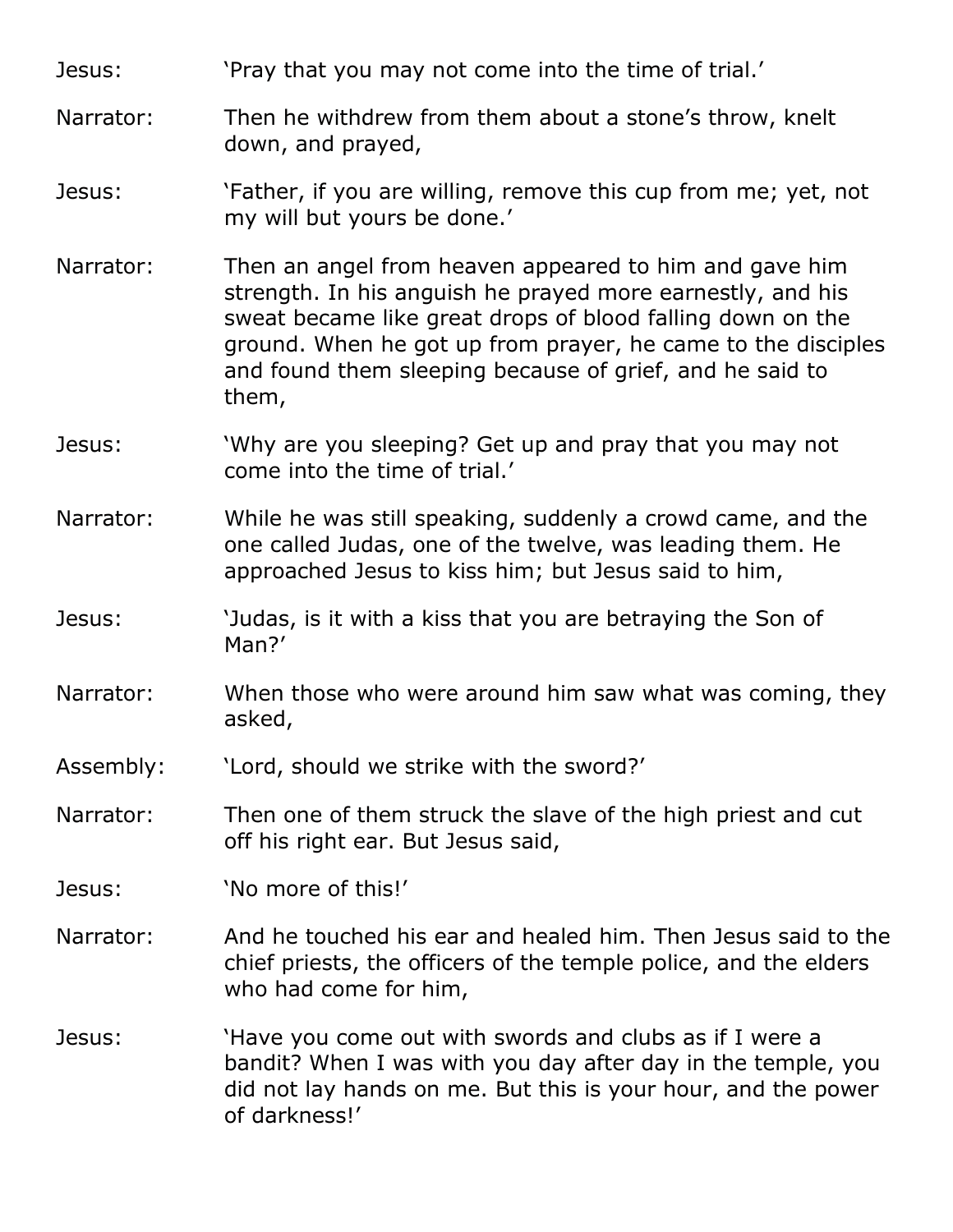Jesus: 'Pray that you may not come into the time of trial.'

Narrator: Then he withdrew from them about a stone's throw, knelt down, and prayed,

Jesus: 'Father, if you are willing, remove this cup from me; yet, not my will but yours be done.'

Narrator: Then an angel from heaven appeared to him and gave him strength. In his anguish he prayed more earnestly, and his sweat became like great drops of blood falling down on the ground. When he got up from prayer, he came to the disciples and found them sleeping because of grief, and he said to them,

Jesus: 'Why are you sleeping? Get up and pray that you may not come into the time of trial.'

Narrator: While he was still speaking, suddenly a crowd came, and the one called Judas, one of the twelve, was leading them. He approached Jesus to kiss him; but Jesus said to him,

Jesus: 'Judas, is it with a kiss that you are betraying the Son of Man?'

Narrator: When those who were around him saw what was coming, they asked,

Assembly: 'Lord, should we strike with the sword?'

Narrator: Then one of them struck the slave of the high priest and cut off his right ear. But Jesus said,

Jesus: 'No more of this!'

Narrator: And he touched his ear and healed him. Then Jesus said to the chief priests, the officers of the temple police, and the elders who had come for him,

Jesus: 'Have you come out with swords and clubs as if I were a bandit? When I was with you day after day in the temple, you did not lay hands on me. But this is your hour, and the power of darkness!'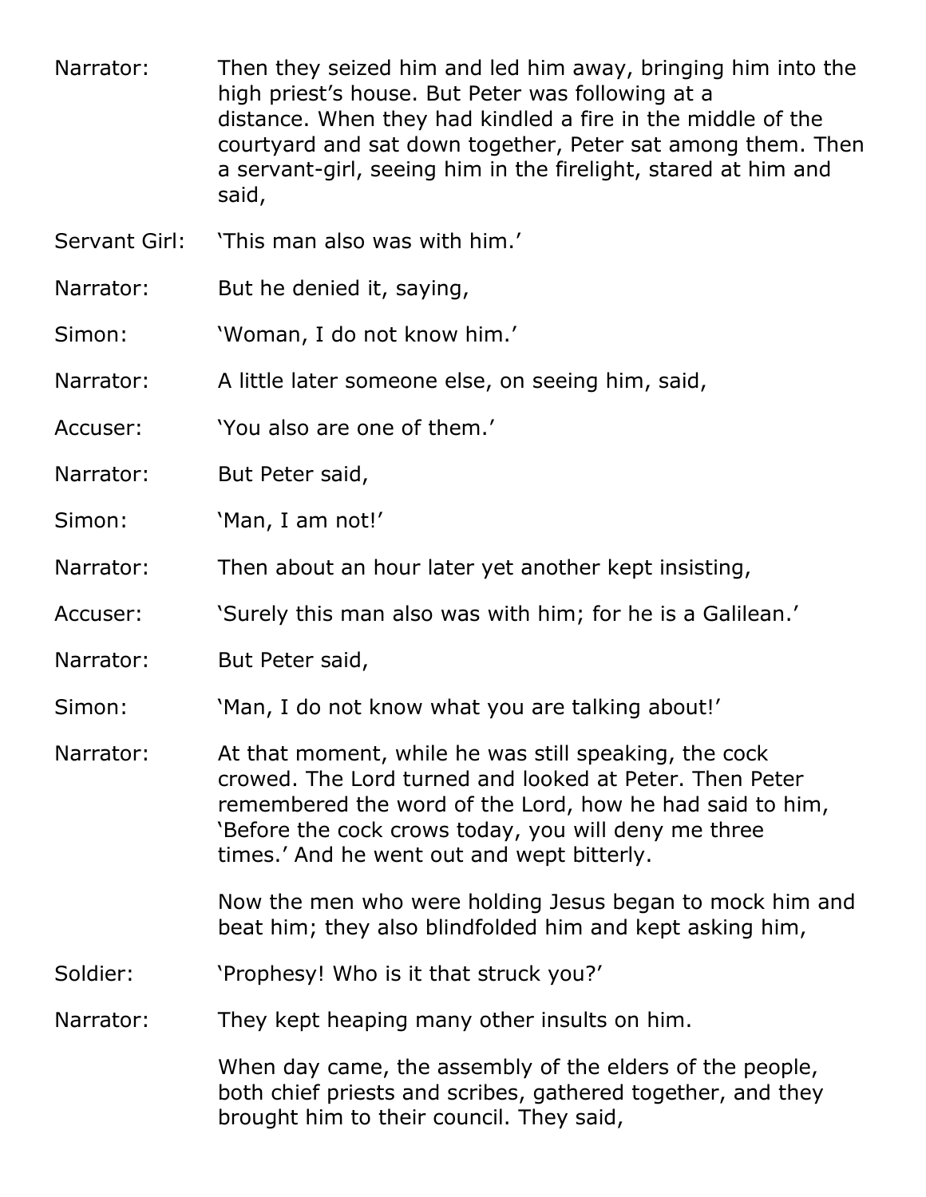**Narrator:** Then they seized him and led him away, bringing him into the high priest's house. But Peter was following at a distance. When they had kindled a fire in the middle of the courtyard and sat down together, Peter sat among them. Then a servant-girl, seeing him in the firelight, stared at him and said,

**Servant Girl:** 'This man also was with him.'

**Narrator:** But he denied it, saying,

**Simon:** 'Woman, I do not know him.'

**Narrator:** A little later someone else, on seeing him, said,

**Accuser:** 'You also are one of them.'

**Narrator:** But Peter said,

**Simon:** 'Man, I am not!'

**Narrator:** Then about an hour later yet another kept insisting,

**Accuser:** 'Surely this man also was with him; for he is a Galilean.'

**Narrator:** But Peter said,

**Simon:** 'Man, I do not know what you are talking about!'

**Narrator:** At that moment, while he was still speaking, the cock crowed. The Lord turned and looked at Peter. Then Peter remembered the word of the Lord, how he had said to him, 'Before the cock crows today, you will deny me three times.' And he went out and wept bitterly.

Now the men who were holding Jesus began to mock him and beat him; they also blindfolded him and kept asking him,

**Soldier:** 'Prophesy! Who is it that struck you?'

**Narrator:** They kept heaping many other insults on him.

When day came, the assembly of the elders of the people, both chief priests and scribes, gathered together, and they brought him to their council. They said,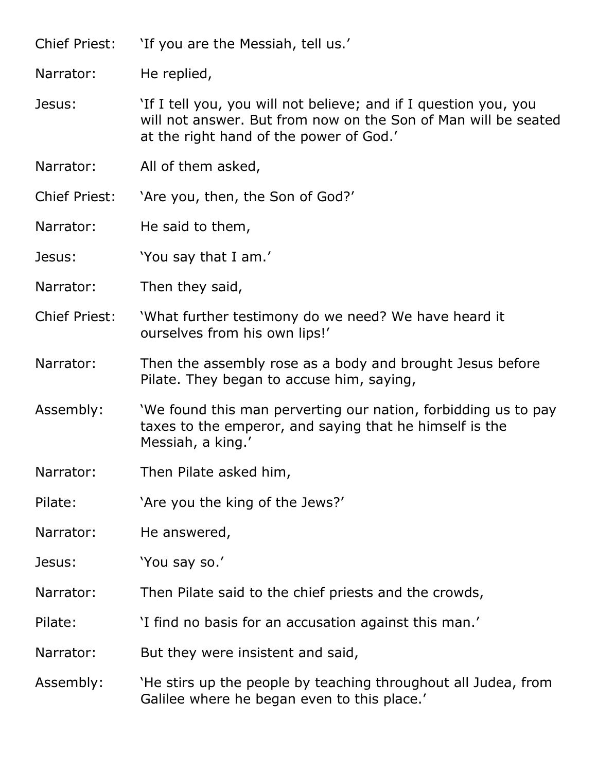Chief Priest: 'If you are the Messiah, tell us.'

Narrator: He replied,

Jesus: 'If I tell you, you will not believe; and if I question you, you will not answer. But from now on the Son of Man will be seated at the right hand of the power of God.'

Narrator: All of them asked,

Chief Priest: 'Are you, then, the Son of God?'

Narrator: He said to them,

Jesus: 'You say that I am.'

Narrator: Then they said,

Chief Priest: 'What further testimony do we need? We have heard it ourselves from his own lips!'

Narrator: Then the assembly rose as a body and brought Jesus before Pilate. They began to accuse him, saying,

Assembly: 'We found this man perverting our nation, forbidding us to pay taxes to the emperor, and saying that he himself is the Messiah, a king.'

Narrator: Then Pilate asked him,

Pilate: 'Are you the king of the Jews?'

Narrator: He answered,

Jesus: 'You say so.'

Narrator: Then Pilate said to the chief priests and the crowds,

Pilate: 'I find no basis for an accusation against this man.'

Narrator: But they were insistent and said,

Assembly: 'He stirs up the people by teaching throughout all Judea, from Galilee where he began even to this place.'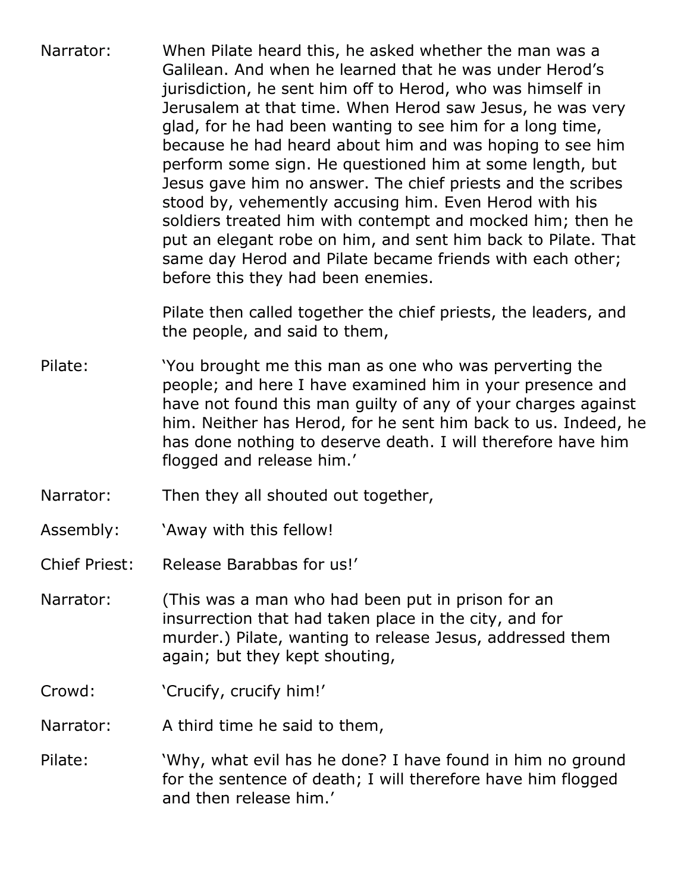Narrator: When Pilate heard this, he asked whether the man was a Galilean. And when he learned that he was under Herod's jurisdiction, he sent him off to Herod, who was himself in Jerusalem at that time. When Herod saw Jesus, he was very glad, for he had been wanting to see him for a long time, because he had heard about him and was hoping to see him perform some sign. He questioned him at some length, but Jesus gave him no answer. The chief priests and the scribes stood by, vehemently accusing him. Even Herod with his soldiers treated him with contempt and mocked him; then he put an elegant robe on him, and sent him back to Pilate. That same day Herod and Pilate became friends with each other; before this they had been enemies.

Pilate then called together the chief priests, the leaders, and the people, and said to them,

Pilate: 'You brought me this man as one who was perverting the people; and here I have examined him in your presence and have not found this man guilty of any of your charges against him. Neither has Herod, for he sent him back to us. Indeed, he has done nothing to deserve death. I will therefore have him flogged and release him.'

Narrator: Then they all shouted out together,

Assembly: 'Away with this fellow!

Chief Priest: Release Barabbas for us!'

Narrator: (This was a man who had been put in prison for an insurrection that had taken place in the city, and for murder.) Pilate, wanting to release Jesus, addressed them again; but they kept shouting,

Crowd: 'Crucify, crucify him!'

Narrator: A third time he said to them,

Pilate: 'Why, what evil has he done? I have found in him no ground for the sentence of death; I will therefore have him flogged and then release him.'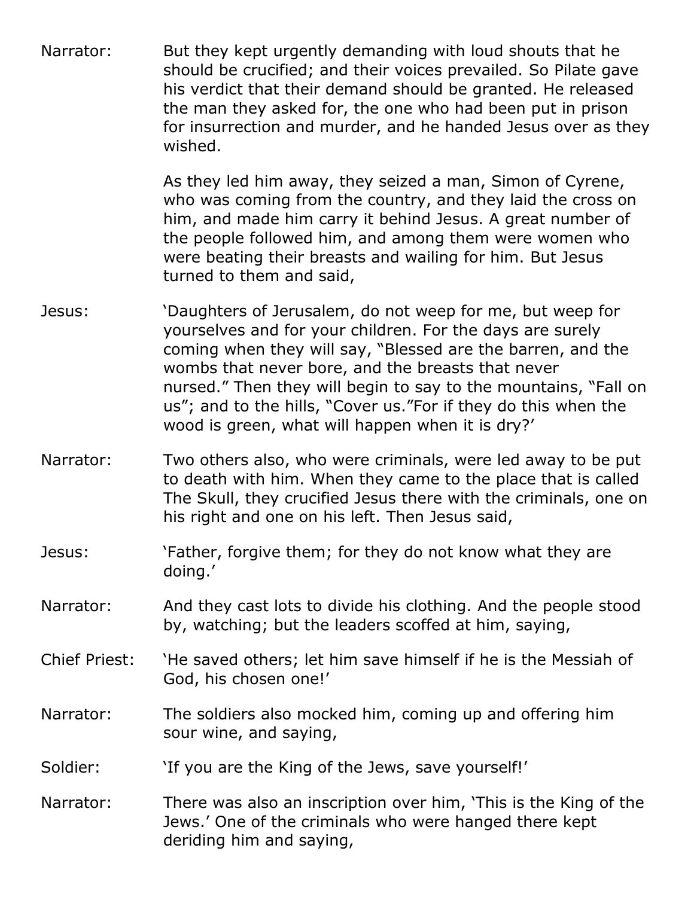Narrator: But they kept urgently demanding with loud shouts that he should be crucified; and their voices prevailed. So Pilate gave his verdict that their demand should be granted. He released the man they asked for, the one who had been put in prison for insurrection and murder, and he handed Jesus over as they wished.

As they led him away, they seized a man, Simon of Cyrene, who was coming from the country, and they laid the cross on him, and made him carry it behind Jesus. A great number of the people followed him, and among them were women who were beating their breasts and wailing for him. But Jesus turned to them and said,

Jesus: 'Daughters of Jerusalem, do not weep for me, but weep for yourselves and for your children. For the days are surely coming when they will say, "Blessed are the barren, and the wombs that never bore, and the breasts that never nursed." Then they will begin to say to the mountains, "Fall on us"; and to the hills, "Cover us."For if they do this when the wood is green, what will happen when it is dry?'

Narrator: Two others also, who were criminals, were led away to be put to death with him. When they came to the place that is called The Skull, they crucified Jesus there with the criminals, one on his right and one on his left. Then Jesus said,

Jesus: 'Father, forgive them; for they do not know what they are doing.'

Narrator: And they cast lots to divide his clothing. And the people stood by, watching; but the leaders scoffed at him, saying,

Chief Priest: 'He saved others; let him save himself if he is the Messiah of God, his chosen one!'

Narrator: The soldiers also mocked him, coming up and offering him sour wine, and saying,

Soldier: 'If you are the King of the Jews, save yourself!'

Narrator: There was also an inscription over him, 'This is the King of the Jews.' One of the criminals who were hanged there kept deriding him and saying,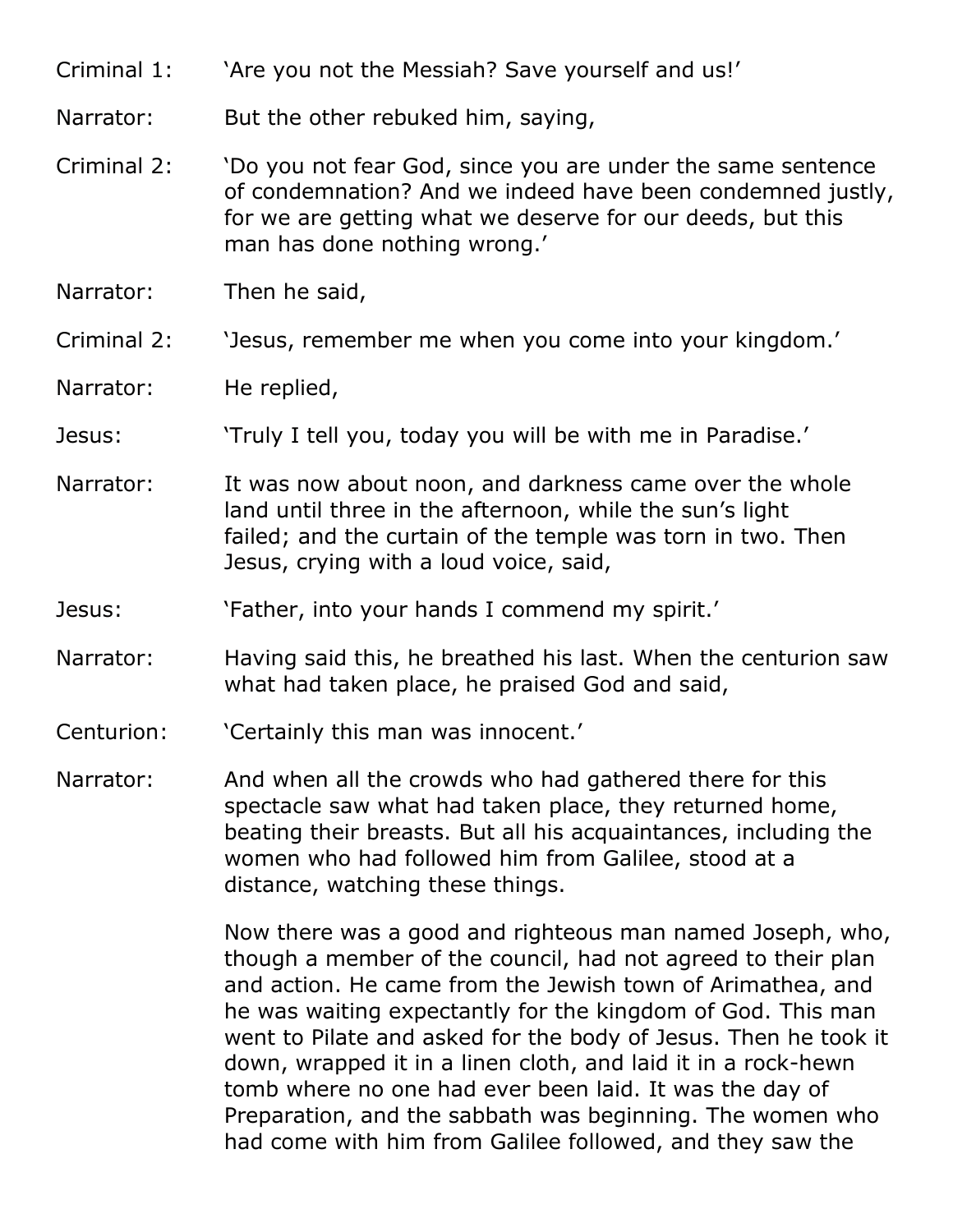Criminal 1: 'Are you not the Messiah? Save yourself and us!'

Narrator: But the other rebuked him, saying,

Criminal 2: 'Do you not fear God, since you are under the same sentence of condemnation? And we indeed have been condemned justly, for we are getting what we deserve for our deeds, but this man has done nothing wrong.'

Narrator: Then he said,

Criminal 2: 'Jesus, remember me when you come into your kingdom.'

Narrator: He replied,

Jesus: 'Truly I tell you, today you will be with me in Paradise.'

Narrator: It was now about noon, and darkness came over the whole land until three in the afternoon, while the sun's light failed; and the curtain of the temple was torn in two. Then Jesus, crying with a loud voice, said,

Jesus: 'Father, into your hands I commend my spirit.'

Narrator: Having said this, he breathed his last. When the centurion saw what had taken place, he praised God and said,

Centurion: 'Certainly this man was innocent.'

Narrator: And when all the crowds who had gathered there for this spectacle saw what had taken place, they returned home, beating their breasts. But all his acquaintances, including the women who had followed him from Galilee, stood at a distance, watching these things.

Now there was a good and righteous man named Joseph, who, though a member of the council, had not agreed to their plan and action. He came from the Jewish town of Arimathea, and he was waiting expectantly for the kingdom of God. This man went to Pilate and asked for the body of Jesus. Then he took it down, wrapped it in a linen cloth, and laid it in a rock-hewn tomb where no one had ever been laid. It was the day of Preparation, and the sabbath was beginning. The women who had come with him from Galilee followed, and they saw the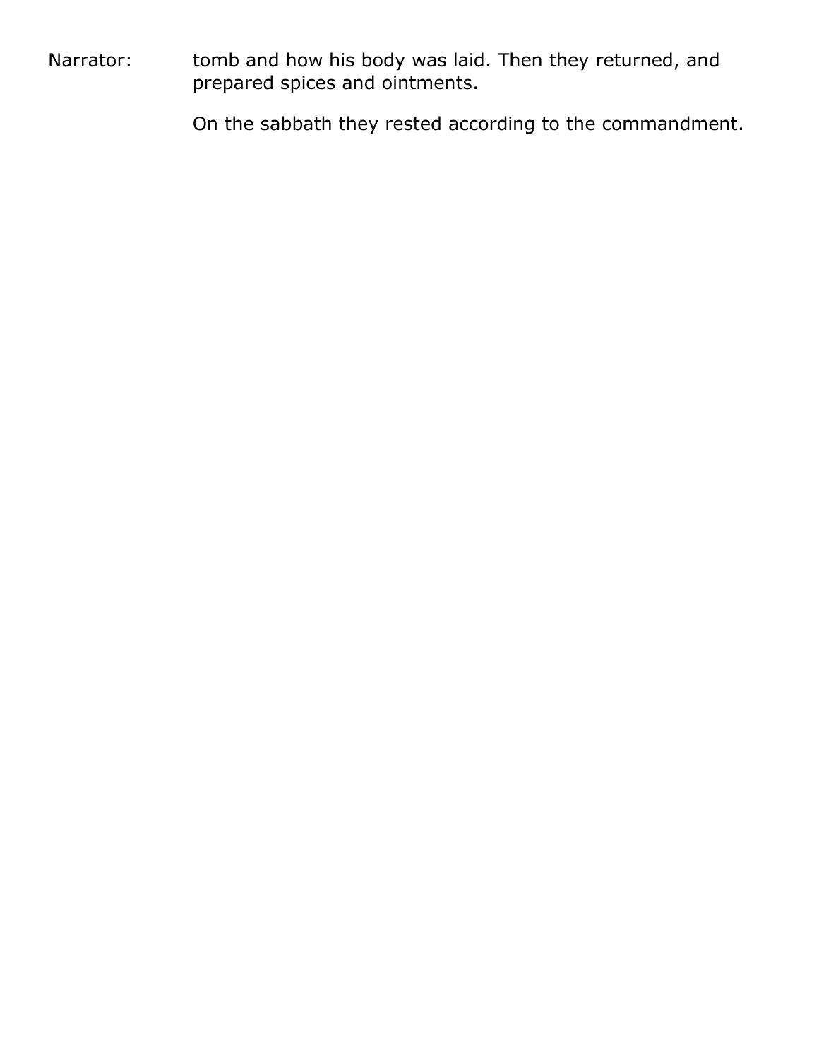Narrator: tomb and how his body was laid. Then they returned, and prepared spices and ointments.

On the sabbath they rested according to the commandment.